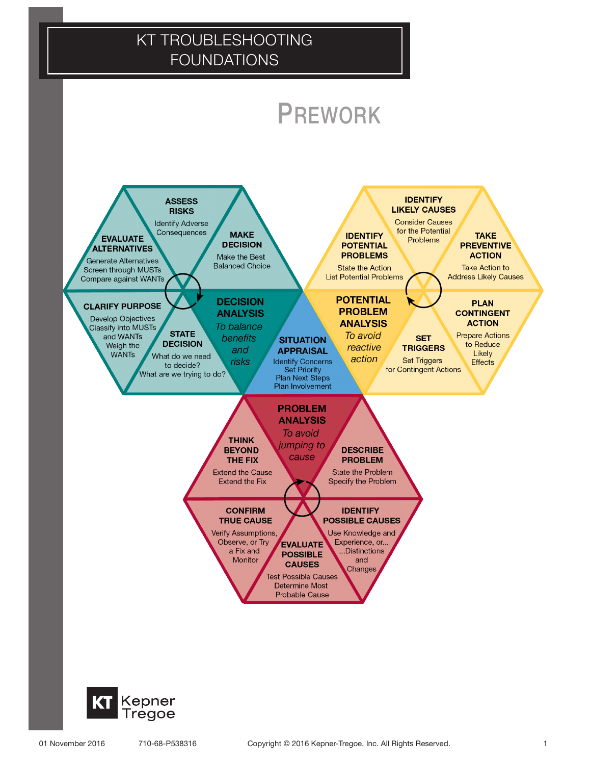# KT TROUBLESHOOTING FOUNDATIONS

## PREWORK

### DECISION ANALYSIS
*To balance benefits and risks*

- **STATE DECISION** — What do we need to decide? What are we trying to do?
- **CLARIFY PURPOSE** — Develop Objectives, Classify into MUSTs and WANTs, Weigh the WANTs
- **EVALUATE ALTERNATIVES** — Generate Alternatives, Screen through MUSTs, Compare against WANTs
- **ASSESS RISKS** — Identify Adverse Consequences
- **MAKE DECISION** — Make the Best Balanced Choice

### SITUATION APPRAISAL

Identify Concerns
Set Priority
Plan Next Steps
Plan Involvement

### POTENTIAL PROBLEM ANALYSIS
*To avoid reactive action*

- **IDENTIFY POTENTIAL PROBLEMS** — State the Action, List Potential Problems
- **IDENTIFY LIKELY CAUSES** — Consider Causes for the Potential Problems
- **TAKE PREVENTIVE ACTION** — Take Action to Address Likely Causes
- **PLAN CONTINGENT ACTION** — Prepare Actions to Reduce Likely Effects
- **SET TRIGGERS** — Set Triggers for Contingent Actions

### PROBLEM ANALYSIS
*To avoid jumping to cause*

- **DESCRIBE PROBLEM** — State the Problem, Specify the Problem
- **IDENTIFY POSSIBLE CAUSES** — Use Knowledge and Experience, or... ...Distinctions and Changes
- **EVALUATE POSSIBLE CAUSES** — Test Possible Causes, Determine Most Probable Cause
- **CONFIRM TRUE CAUSE** — Verify Assumptions, Observe, or Try a Fix and Monitor
- **THINK BEYOND THE FIX** — Extend the Cause, Extend the Fix

KT Kepner Tregoe

01 November 2016 710-68-P538316 Copyright © 2016 Kepner-Tregoe, Inc. All Rights Reserved.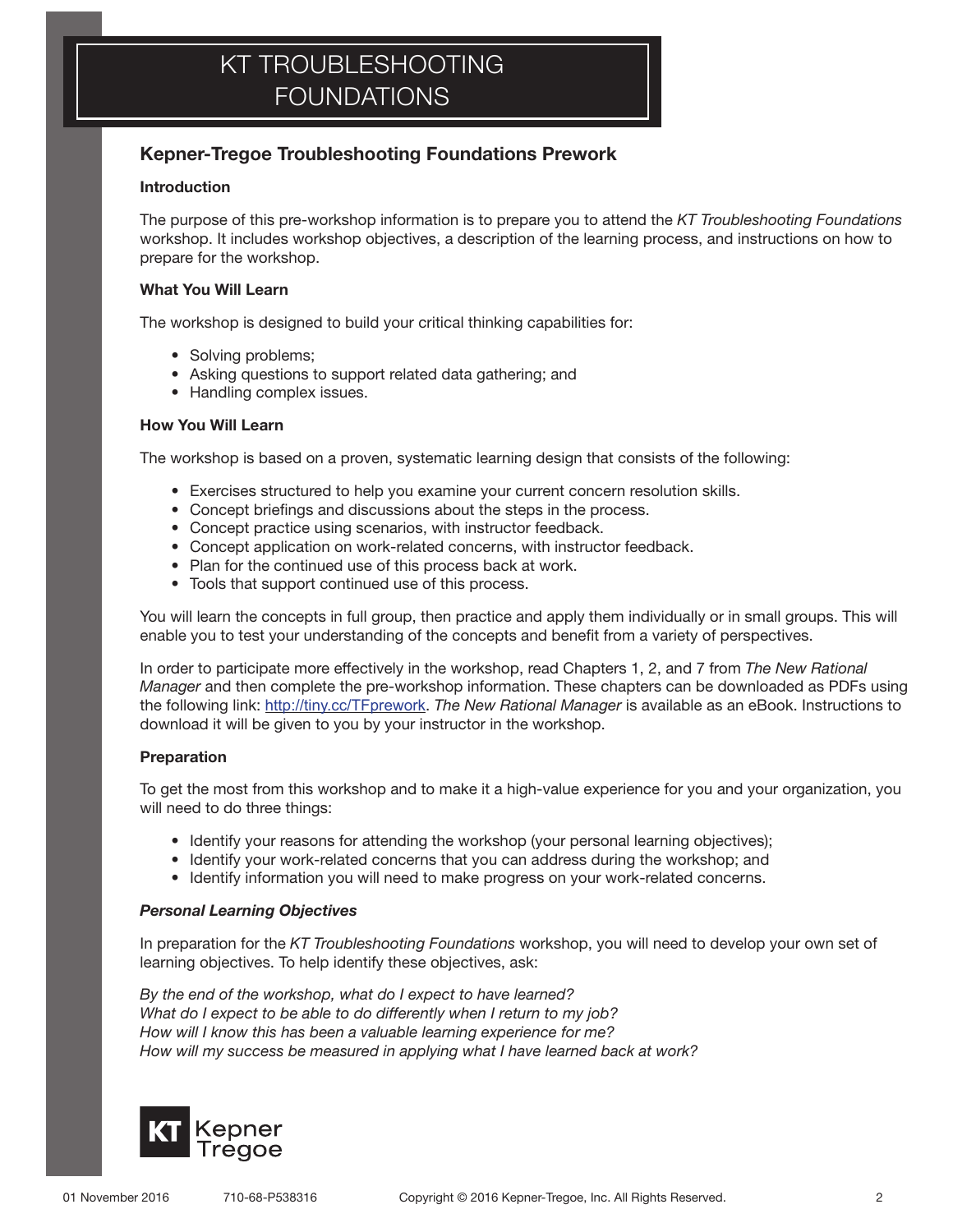# KT TROUBLESHOOTING FOUNDATIONS

## Kepner-Tregoe Troubleshooting Foundations Prework

### Introduction

The purpose of this pre-workshop information is to prepare you to attend the *KT Troubleshooting Foundations* workshop. It includes workshop objectives, a description of the learning process, and instructions on how to prepare for the workshop.

### What You Will Learn

The workshop is designed to build your critical thinking capabilities for:

- Solving problems;
- Asking questions to support related data gathering; and
- Handling complex issues.

### How You Will Learn

The workshop is based on a proven, systematic learning design that consists of the following:

- Exercises structured to help you examine your current concern resolution skills.
- Concept briefings and discussions about the steps in the process.
- Concept practice using scenarios, with instructor feedback.
- Concept application on work-related concerns, with instructor feedback.
- Plan for the continued use of this process back at work.
- Tools that support continued use of this process.

You will learn the concepts in full group, then practice and apply them individually or in small groups. This will enable you to test your understanding of the concepts and benefit from a variety of perspectives.

In order to participate more effectively in the workshop, read Chapters 1, 2, and 7 from *The New Rational Manager* and then complete the pre-workshop information. These chapters can be downloaded as PDFs using the following link: [http://tiny.cc/TFprework](http://tiny.cc/TFprework). *The New Rational Manager* is available as an eBook. Instructions to download it will be given to you by your instructor in the workshop.

### Preparation

To get the most from this workshop and to make it a high-value experience for you and your organization, you will need to do three things:

- Identify your reasons for attending the workshop (your personal learning objectives);
- Identify your work-related concerns that you can address during the workshop; and
- Identify information you will need to make progress on your work-related concerns.

#### *Personal Learning Objectives*

In preparation for the *KT Troubleshooting Foundations* workshop, you will need to develop your own set of learning objectives. To help identify these objectives, ask:

*By the end of the workshop, what do I expect to have learned?*
*What do I expect to be able to do differently when I return to my job?*
*How will I know this has been a valuable learning experience for me?*
*How will my success be measured in applying what I have learned back at work?*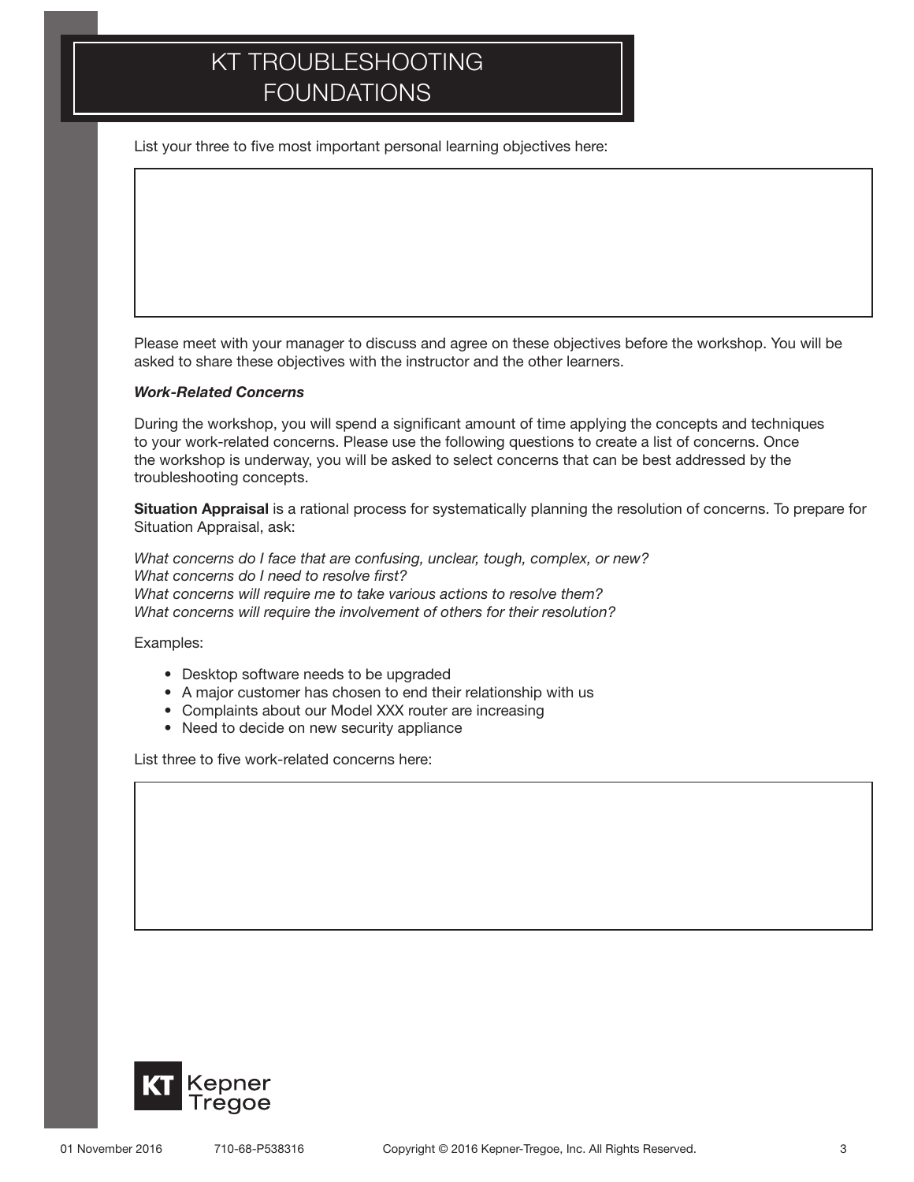# KT TROUBLESHOOTING FOUNDATIONS

List your three to five most important personal learning objectives here:

Please meet with your manager to discuss and agree on these objectives before the workshop. You will be asked to share these objectives with the instructor and the other learners.

***Work-Related Concerns***

During the workshop, you will spend a significant amount of time applying the concepts and techniques to your work-related concerns. Please use the following questions to create a list of concerns. Once the workshop is underway, you will be asked to select concerns that can be best addressed by the troubleshooting concepts.

**Situation Appraisal** is a rational process for systematically planning the resolution of concerns. To prepare for Situation Appraisal, ask:

*What concerns do I face that are confusing, unclear, tough, complex, or new?*
*What concerns do I need to resolve first?*
*What concerns will require me to take various actions to resolve them?*
*What concerns will require the involvement of others for their resolution?*

Examples:

- Desktop software needs to be upgraded
- A major customer has chosen to end their relationship with us
- Complaints about our Model XXX router are increasing
- Need to decide on new security appliance

List three to five work-related concerns here: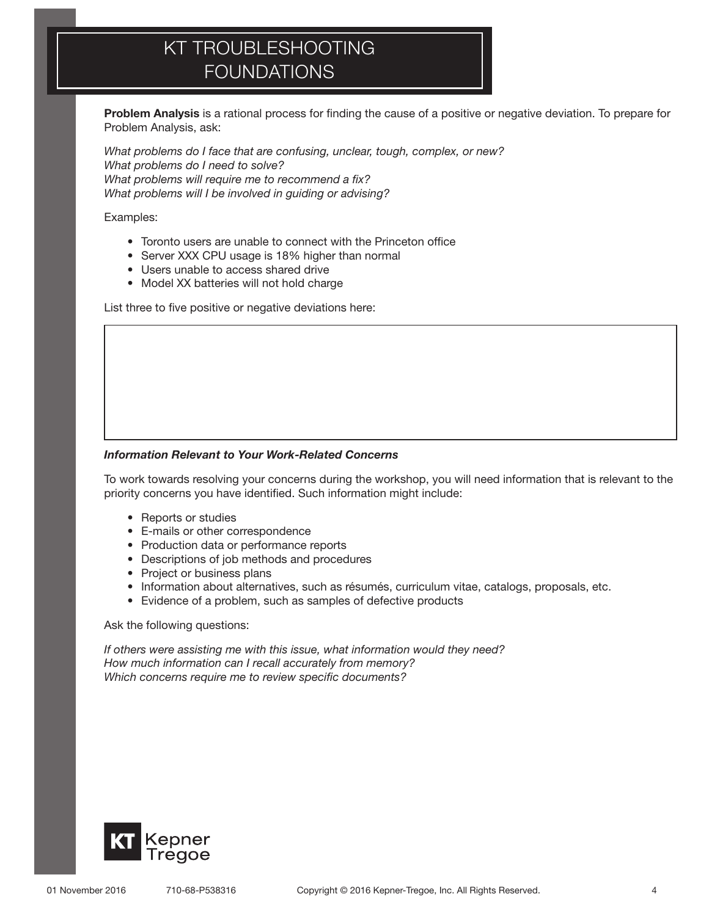# KT TROUBLESHOOTING FOUNDATIONS

**Problem Analysis** is a rational process for finding the cause of a positive or negative deviation. To prepare for Problem Analysis, ask:

*What problems do I face that are confusing, unclear, tough, complex, or new?*
*What problems do I need to solve?*
*What problems will require me to recommend a fix?*
*What problems will I be involved in guiding or advising?*

Examples:

- Toronto users are unable to connect with the Princeton office
- Server XXX CPU usage is 18% higher than normal
- Users unable to access shared drive
- Model XX batteries will not hold charge

List three to five positive or negative deviations here:

***Information Relevant to Your Work-Related Concerns***

To work towards resolving your concerns during the workshop, you will need information that is relevant to the priority concerns you have identified. Such information might include:

- Reports or studies
- E-mails or other correspondence
- Production data or performance reports
- Descriptions of job methods and procedures
- Project or business plans
- Information about alternatives, such as résumés, curriculum vitae, catalogs, proposals, etc.
- Evidence of a problem, such as samples of defective products

Ask the following questions:

*If others were assisting me with this issue, what information would they need?*
*How much information can I recall accurately from memory?*
*Which concerns require me to review specific documents?*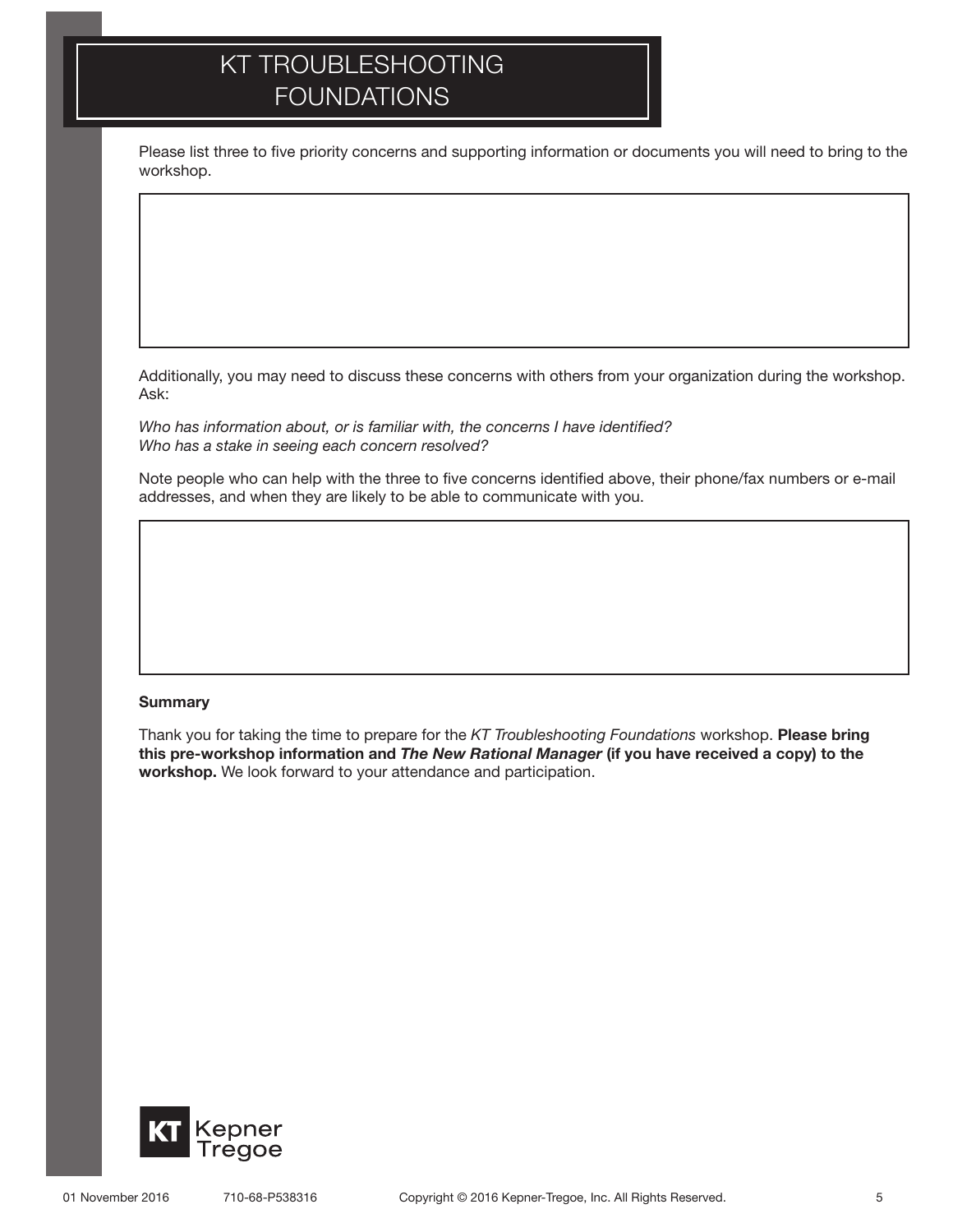# KT TROUBLESHOOTING FOUNDATIONS

Please list three to five priority concerns and supporting information or documents you will need to bring to the workshop.

Additionally, you may need to discuss these concerns with others from your organization during the workshop. Ask:

*Who has information about, or is familiar with, the concerns I have identified?*
*Who has a stake in seeing each concern resolved?*

Note people who can help with the three to five concerns identified above, their phone/fax numbers or e-mail addresses, and when they are likely to be able to communicate with you.

**Summary**

Thank you for taking the time to prepare for the *KT Troubleshooting Foundations* workshop. **Please bring this pre-workshop information and *The New Rational Manager* (if you have received a copy) to the workshop.** We look forward to your attendance and participation.

KT Kepner Tregoe

01 November 2016 710-68-P538316 Copyright © 2016 Kepner-Tregoe, Inc. All Rights Reserved.